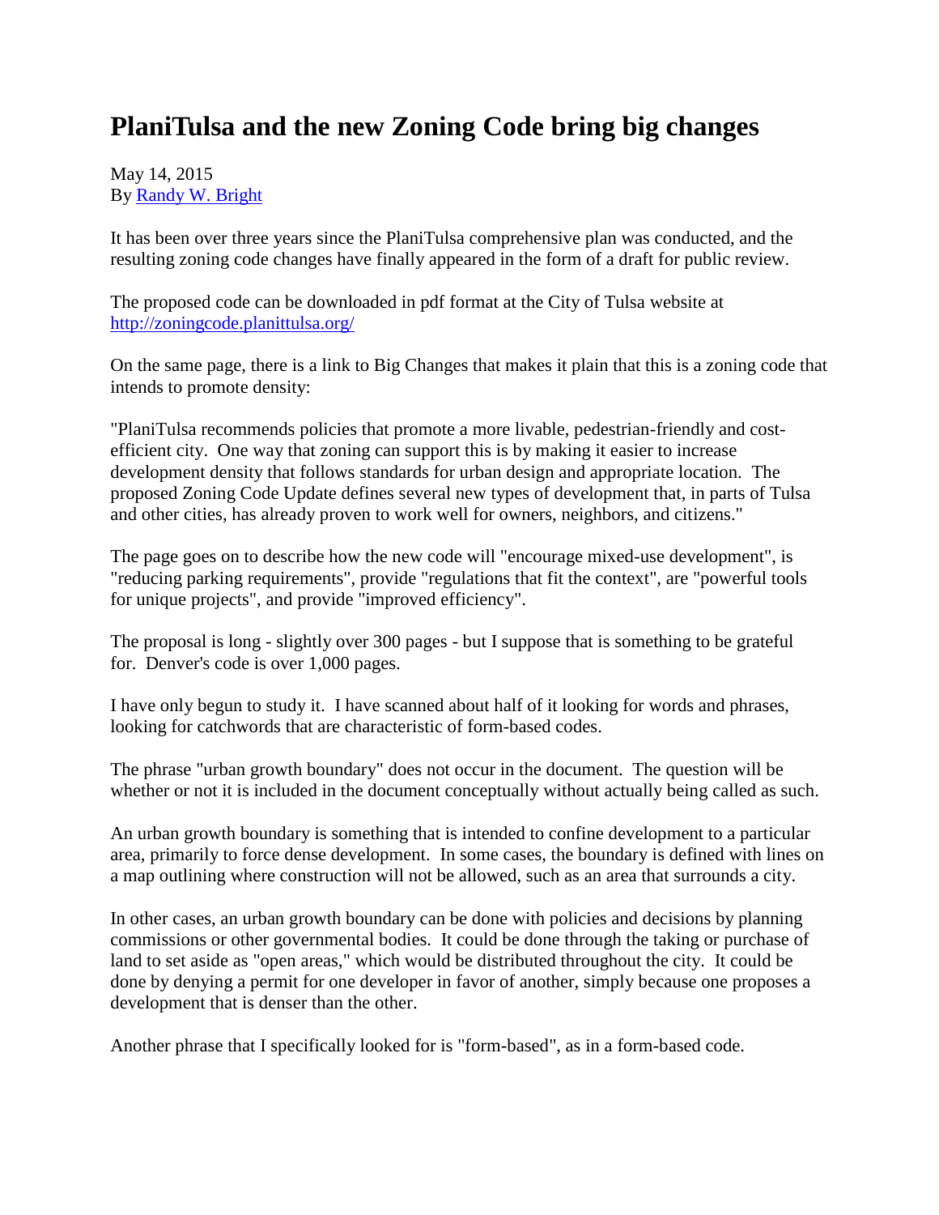# PlaniTulsa and the new Zoning Code bring big changes

May 14, 2015
By [Randy W. Bright]

It has been over three years since the PlaniTulsa comprehensive plan was conducted, and the resulting zoning code changes have finally appeared in the form of a draft for public review.

The proposed code can be downloaded in pdf format at the City of Tulsa website at http://zoningcode.planittulsa.org/

On the same page, there is a link to Big Changes that makes it plain that this is a zoning code that intends to promote density:

"PlaniTulsa recommends policies that promote a more livable, pedestrian-friendly and cost-efficient city. One way that zoning can support this is by making it easier to increase development density that follows standards for urban design and appropriate location. The proposed Zoning Code Update defines several new types of development that, in parts of Tulsa and other cities, has already proven to work well for owners, neighbors, and citizens."

The page goes on to describe how the new code will "encourage mixed-use development", is "reducing parking requirements", provide "regulations that fit the context", are "powerful tools for unique projects", and provide "improved efficiency".

The proposal is long - slightly over 300 pages - but I suppose that is something to be grateful for. Denver's code is over 1,000 pages.

I have only begun to study it. I have scanned about half of it looking for words and phrases, looking for catchwords that are characteristic of form-based codes.

The phrase "urban growth boundary" does not occur in the document. The question will be whether or not it is included in the document conceptually without actually being called as such.

An urban growth boundary is something that is intended to confine development to a particular area, primarily to force dense development. In some cases, the boundary is defined with lines on a map outlining where construction will not be allowed, such as an area that surrounds a city.

In other cases, an urban growth boundary can be done with policies and decisions by planning commissions or other governmental bodies. It could be done through the taking or purchase of land to set aside as "open areas," which would be distributed throughout the city. It could be done by denying a permit for one developer in favor of another, simply because one proposes a development that is denser than the other.

Another phrase that I specifically looked for is "form-based", as in a form-based code.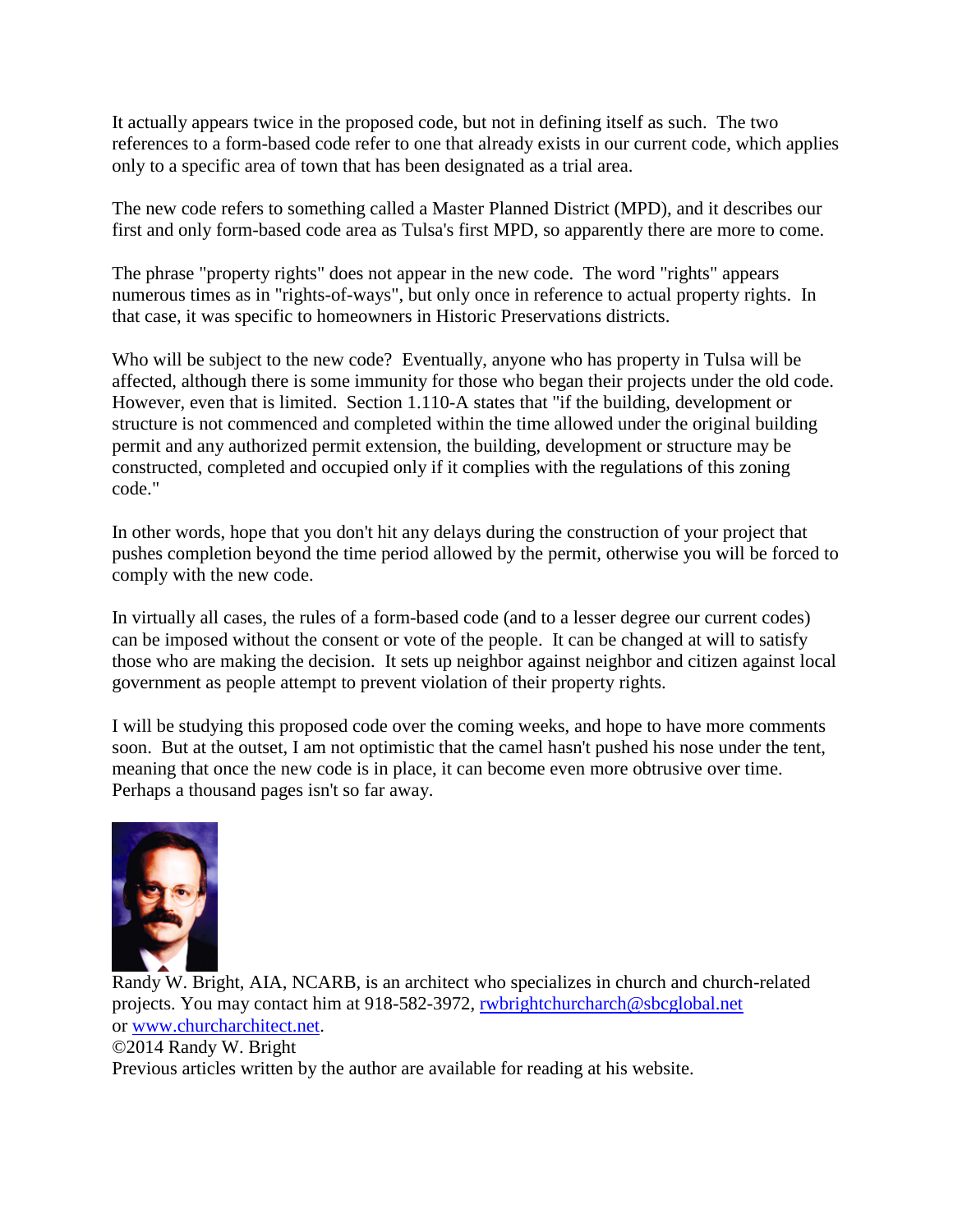It actually appears twice in the proposed code, but not in defining itself as such. The two references to a form-based code refer to one that already exists in our current code, which applies only to a specific area of town that has been designated as a trial area.

The new code refers to something called a Master Planned District (MPD), and it describes our first and only form-based code area as Tulsa's first MPD, so apparently there are more to come.

The phrase "property rights" does not appear in the new code. The word "rights" appears numerous times as in "rights-of-ways", but only once in reference to actual property rights. In that case, it was specific to homeowners in Historic Preservations districts.

Who will be subject to the new code? Eventually, anyone who has property in Tulsa will be affected, although there is some immunity for those who began their projects under the old code. However, even that is limited. Section 1.110-A states that "if the building, development or structure is not commenced and completed within the time allowed under the original building permit and any authorized permit extension, the building, development or structure may be constructed, completed and occupied only if it complies with the regulations of this zoning code."

In other words, hope that you don't hit any delays during the construction of your project that pushes completion beyond the time period allowed by the permit, otherwise you will be forced to comply with the new code.

In virtually all cases, the rules of a form-based code (and to a lesser degree our current codes) can be imposed without the consent or vote of the people. It can be changed at will to satisfy those who are making the decision. It sets up neighbor against neighbor and citizen against local government as people attempt to prevent violation of their property rights.

I will be studying this proposed code over the coming weeks, and hope to have more comments soon. But at the outset, I am not optimistic that the camel hasn't pushed his nose under the tent, meaning that once the new code is in place, it can become even more obtrusive over time. Perhaps a thousand pages isn't so far away.

Randy W. Bright, AIA, NCARB, is an architect who specializes in church and church-related projects. You may contact him at 918-582-3972, [rwbrightchurcharch@sbcglobal.net](mailto:rwbrightchurcharch@sbcglobal.net) or [www.churcharchitect.net](http://www.churcharchitect.net).
©2014 Randy W. Bright
Previous articles written by the author are available for reading at his website.